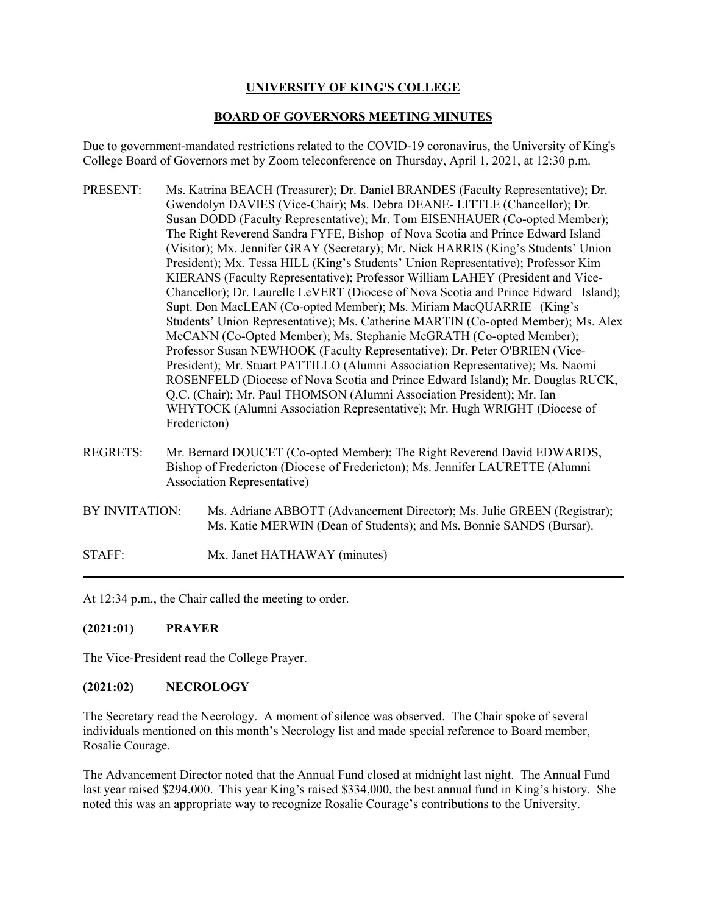# UNIVERSITY OF KING'S COLLEGE

## BOARD OF GOVERNORS MEETING MINUTES

Due to government-mandated restrictions related to the COVID-19 coronavirus, the University of King's College Board of Governors met by Zoom teleconference on Thursday, April 1, 2021, at 12:30 p.m.

PRESENT: Ms. Katrina BEACH (Treasurer); Dr. Daniel BRANDES (Faculty Representative); Dr. Gwendolyn DAVIES (Vice-Chair); Ms. Debra DEANE- LITTLE (Chancellor); Dr. Susan DODD (Faculty Representative); Mr. Tom EISENHAUER (Co-opted Member); The Right Reverend Sandra FYFE, Bishop of Nova Scotia and Prince Edward Island (Visitor); Mx. Jennifer GRAY (Secretary); Mr. Nick HARRIS (King's Students' Union President); Mx. Tessa HILL (King's Students' Union Representative); Professor Kim KIERANS (Faculty Representative); Professor William LAHEY (President and Vice-Chancellor); Dr. Laurelle LeVERT (Diocese of Nova Scotia and Prince Edward Island); Supt. Don MacLEAN (Co-opted Member); Ms. Miriam MacQUARRIE (King's Students' Union Representative); Ms. Catherine MARTIN (Co-opted Member); Ms. Alex McCANN (Co-Opted Member); Ms. Stephanie McGRATH (Co-opted Member); Professor Susan NEWHOOK (Faculty Representative); Dr. Peter O'BRIEN (Vice-President); Mr. Stuart PATTILLO (Alumni Association Representative); Ms. Naomi ROSENFELD (Diocese of Nova Scotia and Prince Edward Island); Mr. Douglas RUCK, Q.C. (Chair); Mr. Paul THOMSON (Alumni Association President); Mr. Ian WHYTOCK (Alumni Association Representative); Mr. Hugh WRIGHT (Diocese of Fredericton)

REGRETS: Mr. Bernard DOUCET (Co-opted Member); The Right Reverend David EDWARDS, Bishop of Fredericton (Diocese of Fredericton); Ms. Jennifer LAURETTE (Alumni Association Representative)

BY INVITATION: Ms. Adriane ABBOTT (Advancement Director); Ms. Julie GREEN (Registrar); Ms. Katie MERWIN (Dean of Students); and Ms. Bonnie SANDS (Bursar).

STAFF: Mx. Janet HATHAWAY (minutes)

---

At 12:34 p.m., the Chair called the meeting to order.

### (2021:01) PRAYER

The Vice-President read the College Prayer.

### (2021:02) NECROLOGY

The Secretary read the Necrology. A moment of silence was observed. The Chair spoke of several individuals mentioned on this month's Necrology list and made special reference to Board member, Rosalie Courage.

The Advancement Director noted that the Annual Fund closed at midnight last night. The Annual Fund last year raised $294,000. This year King's raised $334,000, the best annual fund in King's history. She noted this was an appropriate way to recognize Rosalie Courage's contributions to the University.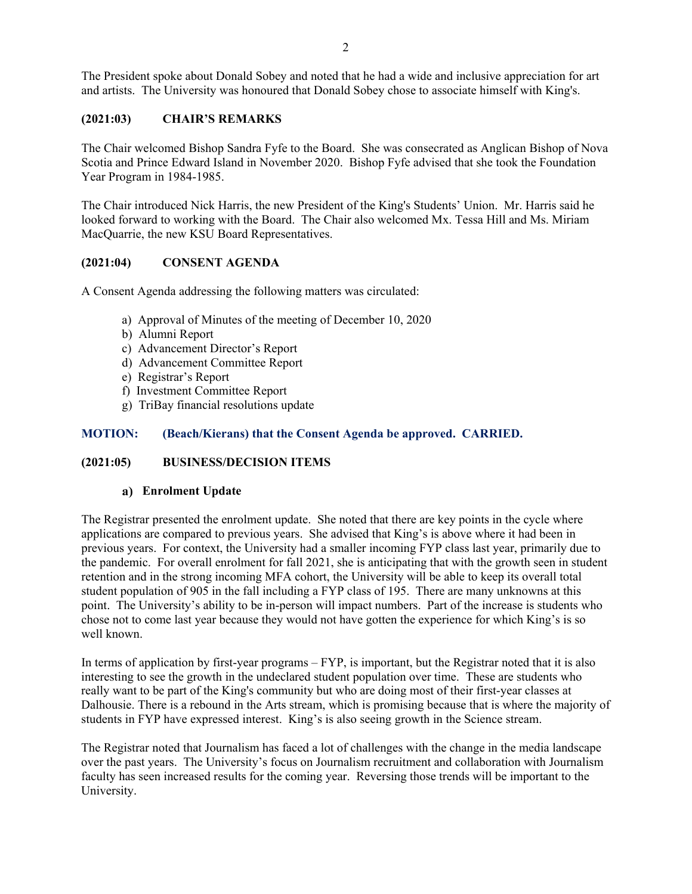The President spoke about Donald Sobey and noted that he had a wide and inclusive appreciation for art and artists. The University was honoured that Donald Sobey chose to associate himself with King's.

### (2021:03) CHAIR'S REMARKS

The Chair welcomed Bishop Sandra Fyfe to the Board. She was consecrated as Anglican Bishop of Nova Scotia and Prince Edward Island in November 2020. Bishop Fyfe advised that she took the Foundation Year Program in 1984-1985.

The Chair introduced Nick Harris, the new President of the King's Students' Union. Mr. Harris said he looked forward to working with the Board. The Chair also welcomed Mx. Tessa Hill and Ms. Miriam MacQuarrie, the new KSU Board Representatives.

### (2021:04) CONSENT AGENDA

A Consent Agenda addressing the following matters was circulated:

a) Approval of Minutes of the meeting of December 10, 2020
b) Alumni Report
c) Advancement Director's Report
d) Advancement Committee Report
e) Registrar's Report
f) Investment Committee Report
g) TriBay financial resolutions update

**MOTION: (Beach/Kierans) that the Consent Agenda be approved. CARRIED.**

### (2021:05) BUSINESS/DECISION ITEMS

#### a) Enrolment Update

The Registrar presented the enrolment update. She noted that there are key points in the cycle where applications are compared to previous years. She advised that King's is above where it had been in previous years. For context, the University had a smaller incoming FYP class last year, primarily due to the pandemic. For overall enrolment for fall 2021, she is anticipating that with the growth seen in student retention and in the strong incoming MFA cohort, the University will be able to keep its overall total student population of 905 in the fall including a FYP class of 195. There are many unknowns at this point. The University's ability to be in-person will impact numbers. Part of the increase is students who chose not to come last year because they would not have gotten the experience for which King's is so well known.

In terms of application by first-year programs – FYP, is important, but the Registrar noted that it is also interesting to see the growth in the undeclared student population over time. These are students who really want to be part of the King's community but who are doing most of their first-year classes at Dalhousie. There is a rebound in the Arts stream, which is promising because that is where the majority of students in FYP have expressed interest. King's is also seeing growth in the Science stream.

The Registrar noted that Journalism has faced a lot of challenges with the change in the media landscape over the past years. The University's focus on Journalism recruitment and collaboration with Journalism faculty has seen increased results for the coming year. Reversing those trends will be important to the University.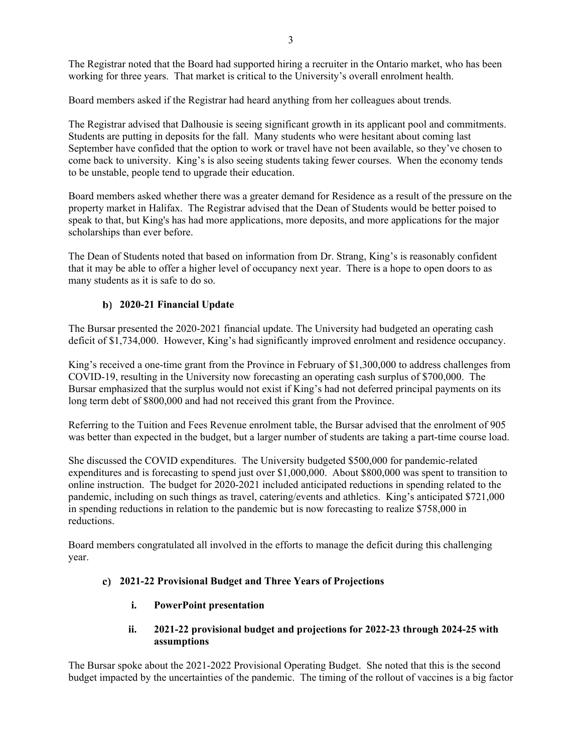The Registrar noted that the Board had supported hiring a recruiter in the Ontario market, who has been working for three years. That market is critical to the University's overall enrolment health.

Board members asked if the Registrar had heard anything from her colleagues about trends.

The Registrar advised that Dalhousie is seeing significant growth in its applicant pool and commitments. Students are putting in deposits for the fall. Many students who were hesitant about coming last September have confided that the option to work or travel have not been available, so they've chosen to come back to university. King's is also seeing students taking fewer courses. When the economy tends to be unstable, people tend to upgrade their education.

Board members asked whether there was a greater demand for Residence as a result of the pressure on the property market in Halifax. The Registrar advised that the Dean of Students would be better poised to speak to that, but King's has had more applications, more deposits, and more applications for the major scholarships than ever before.

The Dean of Students noted that based on information from Dr. Strang, King's is reasonably confident that it may be able to offer a higher level of occupancy next year. There is a hope to open doors to as many students as it is safe to do so.

### b) 2020-21 Financial Update

The Bursar presented the 2020-2021 financial update. The University had budgeted an operating cash deficit of $1,734,000. However, King's had significantly improved enrolment and residence occupancy.

King's received a one-time grant from the Province in February of $1,300,000 to address challenges from COVID-19, resulting in the University now forecasting an operating cash surplus of $700,000. The Bursar emphasized that the surplus would not exist if King's had not deferred principal payments on its long term debt of $800,000 and had not received this grant from the Province.

Referring to the Tuition and Fees Revenue enrolment table, the Bursar advised that the enrolment of 905 was better than expected in the budget, but a larger number of students are taking a part-time course load.

She discussed the COVID expenditures. The University budgeted $500,000 for pandemic-related expenditures and is forecasting to spend just over $1,000,000. About $800,000 was spent to transition to online instruction. The budget for 2020-2021 included anticipated reductions in spending related to the pandemic, including on such things as travel, catering/events and athletics. King's anticipated $721,000 in spending reductions in relation to the pandemic but is now forecasting to realize $758,000 in reductions.

Board members congratulated all involved in the efforts to manage the deficit during this challenging year.

### c) 2021-22 Provisional Budget and Three Years of Projections

#### i. PowerPoint presentation

#### ii. 2021-22 provisional budget and projections for 2022-23 through 2024-25 with assumptions

The Bursar spoke about the 2021-2022 Provisional Operating Budget. She noted that this is the second budget impacted by the uncertainties of the pandemic. The timing of the rollout of vaccines is a big factor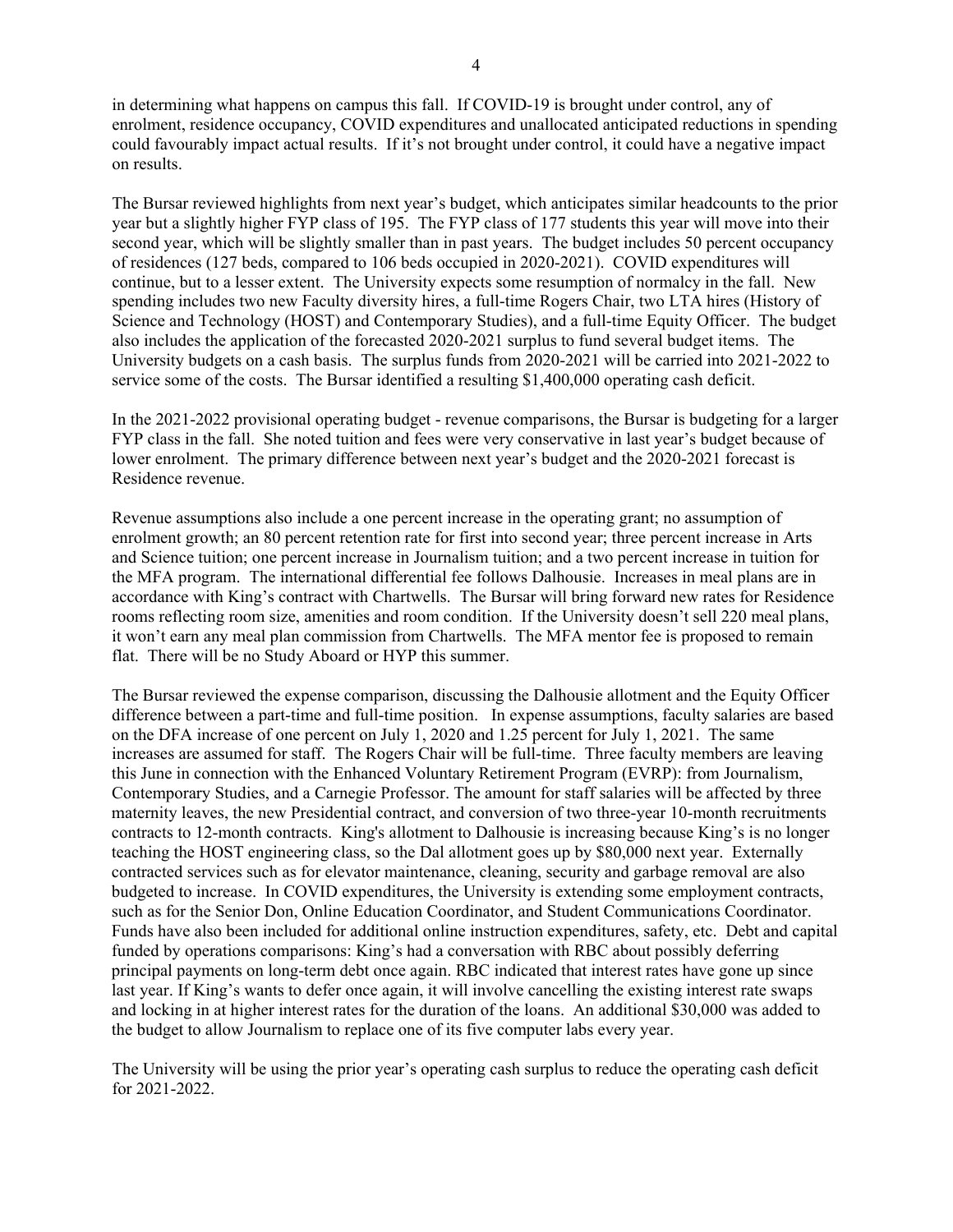in determining what happens on campus this fall. If COVID-19 is brought under control, any of enrolment, residence occupancy, COVID expenditures and unallocated anticipated reductions in spending could favourably impact actual results. If it's not brought under control, it could have a negative impact on results.

The Bursar reviewed highlights from next year's budget, which anticipates similar headcounts to the prior year but a slightly higher FYP class of 195. The FYP class of 177 students this year will move into their second year, which will be slightly smaller than in past years. The budget includes 50 percent occupancy of residences (127 beds, compared to 106 beds occupied in 2020-2021). COVID expenditures will continue, but to a lesser extent. The University expects some resumption of normalcy in the fall. New spending includes two new Faculty diversity hires, a full-time Rogers Chair, two LTA hires (History of Science and Technology (HOST) and Contemporary Studies), and a full-time Equity Officer. The budget also includes the application of the forecasted 2020-2021 surplus to fund several budget items. The University budgets on a cash basis. The surplus funds from 2020-2021 will be carried into 2021-2022 to service some of the costs. The Bursar identified a resulting $1,400,000 operating cash deficit.

In the 2021-2022 provisional operating budget - revenue comparisons, the Bursar is budgeting for a larger FYP class in the fall. She noted tuition and fees were very conservative in last year's budget because of lower enrolment. The primary difference between next year's budget and the 2020-2021 forecast is Residence revenue.

Revenue assumptions also include a one percent increase in the operating grant; no assumption of enrolment growth; an 80 percent retention rate for first into second year; three percent increase in Arts and Science tuition; one percent increase in Journalism tuition; and a two percent increase in tuition for the MFA program. The international differential fee follows Dalhousie. Increases in meal plans are in accordance with King's contract with Chartwells. The Bursar will bring forward new rates for Residence rooms reflecting room size, amenities and room condition. If the University doesn't sell 220 meal plans, it won't earn any meal plan commission from Chartwells. The MFA mentor fee is proposed to remain flat. There will be no Study Aboard or HYP this summer.

The Bursar reviewed the expense comparison, discussing the Dalhousie allotment and the Equity Officer difference between a part-time and full-time position. In expense assumptions, faculty salaries are based on the DFA increase of one percent on July 1, 2020 and 1.25 percent for July 1, 2021. The same increases are assumed for staff. The Rogers Chair will be full-time. Three faculty members are leaving this June in connection with the Enhanced Voluntary Retirement Program (EVRP): from Journalism, Contemporary Studies, and a Carnegie Professor. The amount for staff salaries will be affected by three maternity leaves, the new Presidential contract, and conversion of two three-year 10-month recruitments contracts to 12-month contracts. King's allotment to Dalhousie is increasing because King's is no longer teaching the HOST engineering class, so the Dal allotment goes up by $80,000 next year. Externally contracted services such as for elevator maintenance, cleaning, security and garbage removal are also budgeted to increase. In COVID expenditures, the University is extending some employment contracts, such as for the Senior Don, Online Education Coordinator, and Student Communications Coordinator. Funds have also been included for additional online instruction expenditures, safety, etc. Debt and capital funded by operations comparisons: King's had a conversation with RBC about possibly deferring principal payments on long-term debt once again. RBC indicated that interest rates have gone up since last year. If King's wants to defer once again, it will involve cancelling the existing interest rate swaps and locking in at higher interest rates for the duration of the loans. An additional $30,000 was added to the budget to allow Journalism to replace one of its five computer labs every year.

The University will be using the prior year's operating cash surplus to reduce the operating cash deficit for 2021-2022.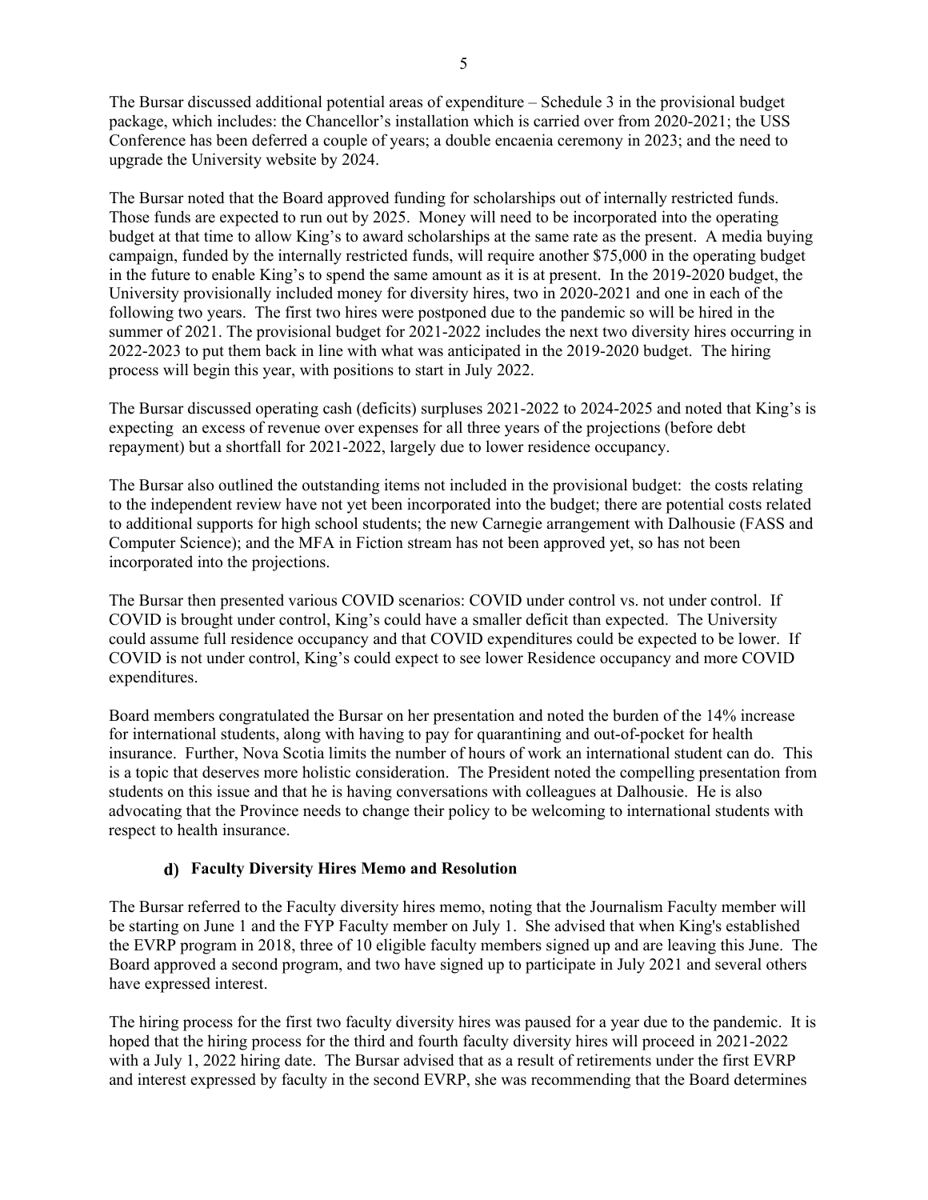The Bursar discussed additional potential areas of expenditure – Schedule 3 in the provisional budget package, which includes: the Chancellor's installation which is carried over from 2020-2021; the USS Conference has been deferred a couple of years; a double encaenia ceremony in 2023; and the need to upgrade the University website by 2024.

The Bursar noted that the Board approved funding for scholarships out of internally restricted funds. Those funds are expected to run out by 2025. Money will need to be incorporated into the operating budget at that time to allow King's to award scholarships at the same rate as the present. A media buying campaign, funded by the internally restricted funds, will require another $75,000 in the operating budget in the future to enable King's to spend the same amount as it is at present. In the 2019-2020 budget, the University provisionally included money for diversity hires, two in 2020-2021 and one in each of the following two years. The first two hires were postponed due to the pandemic so will be hired in the summer of 2021. The provisional budget for 2021-2022 includes the next two diversity hires occurring in 2022-2023 to put them back in line with what was anticipated in the 2019-2020 budget. The hiring process will begin this year, with positions to start in July 2022.

The Bursar discussed operating cash (deficits) surpluses 2021-2022 to 2024-2025 and noted that King's is expecting an excess of revenue over expenses for all three years of the projections (before debt repayment) but a shortfall for 2021-2022, largely due to lower residence occupancy.

The Bursar also outlined the outstanding items not included in the provisional budget: the costs relating to the independent review have not yet been incorporated into the budget; there are potential costs related to additional supports for high school students; the new Carnegie arrangement with Dalhousie (FASS and Computer Science); and the MFA in Fiction stream has not been approved yet, so has not been incorporated into the projections.

The Bursar then presented various COVID scenarios: COVID under control vs. not under control. If COVID is brought under control, King's could have a smaller deficit than expected. The University could assume full residence occupancy and that COVID expenditures could be expected to be lower. If COVID is not under control, King's could expect to see lower Residence occupancy and more COVID expenditures.

Board members congratulated the Bursar on her presentation and noted the burden of the 14% increase for international students, along with having to pay for quarantining and out-of-pocket for health insurance. Further, Nova Scotia limits the number of hours of work an international student can do. This is a topic that deserves more holistic consideration. The President noted the compelling presentation from students on this issue and that he is having conversations with colleagues at Dalhousie. He is also advocating that the Province needs to change their policy to be welcoming to international students with respect to health insurance.

### d) Faculty Diversity Hires Memo and Resolution

The Bursar referred to the Faculty diversity hires memo, noting that the Journalism Faculty member will be starting on June 1 and the FYP Faculty member on July 1. She advised that when King's established the EVRP program in 2018, three of 10 eligible faculty members signed up and are leaving this June. The Board approved a second program, and two have signed up to participate in July 2021 and several others have expressed interest.

The hiring process for the first two faculty diversity hires was paused for a year due to the pandemic. It is hoped that the hiring process for the third and fourth faculty diversity hires will proceed in 2021-2022 with a July 1, 2022 hiring date. The Bursar advised that as a result of retirements under the first EVRP and interest expressed by faculty in the second EVRP, she was recommending that the Board determines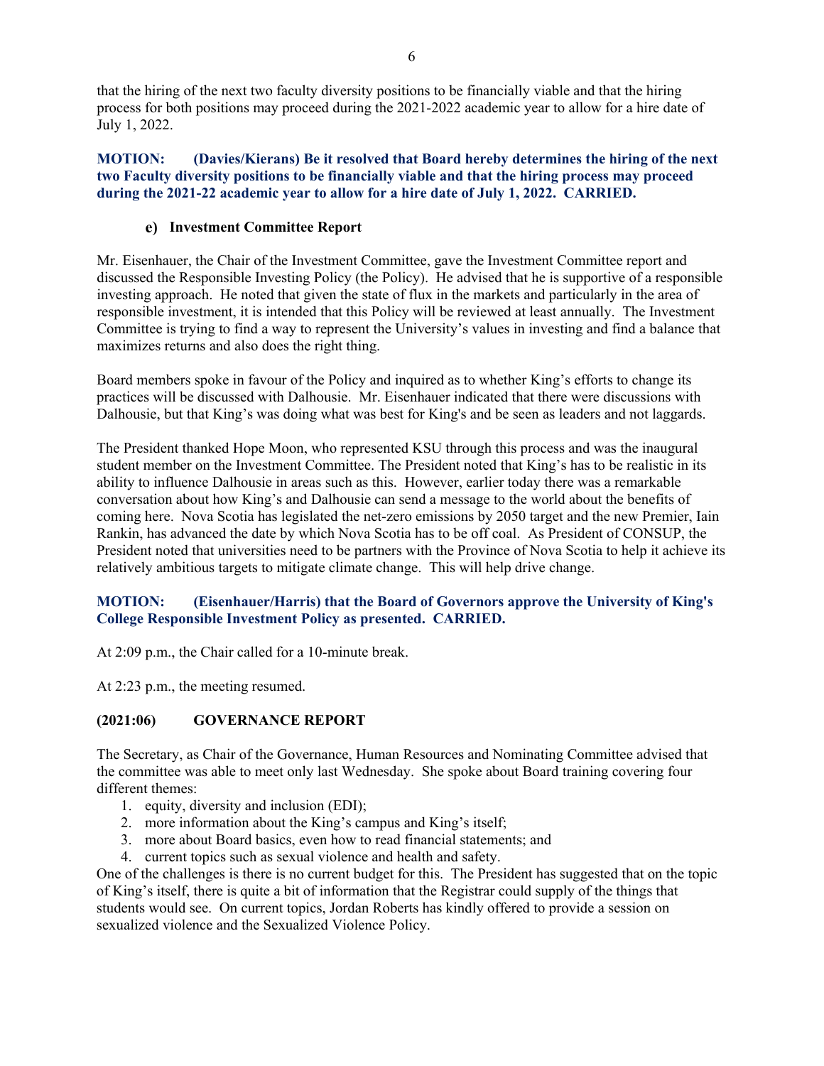that the hiring of the next two faculty diversity positions to be financially viable and that the hiring process for both positions may proceed during the 2021-2022 academic year to allow for a hire date of July 1, 2022.

**MOTION: (Davies/Kierans) Be it resolved that Board hereby determines the hiring of the next two Faculty diversity positions to be financially viable and that the hiring process may proceed during the 2021-22 academic year to allow for a hire date of July 1, 2022. CARRIED.**

### e) Investment Committee Report

Mr. Eisenhauer, the Chair of the Investment Committee, gave the Investment Committee report and discussed the Responsible Investing Policy (the Policy). He advised that he is supportive of a responsible investing approach. He noted that given the state of flux in the markets and particularly in the area of responsible investment, it is intended that this Policy will be reviewed at least annually. The Investment Committee is trying to find a way to represent the University's values in investing and find a balance that maximizes returns and also does the right thing.

Board members spoke in favour of the Policy and inquired as to whether King's efforts to change its practices will be discussed with Dalhousie. Mr. Eisenhauer indicated that there were discussions with Dalhousie, but that King's was doing what was best for King's and be seen as leaders and not laggards.

The President thanked Hope Moon, who represented KSU through this process and was the inaugural student member on the Investment Committee. The President noted that King's has to be realistic in its ability to influence Dalhousie in areas such as this. However, earlier today there was a remarkable conversation about how King's and Dalhousie can send a message to the world about the benefits of coming here. Nova Scotia has legislated the net-zero emissions by 2050 target and the new Premier, Iain Rankin, has advanced the date by which Nova Scotia has to be off coal. As President of CONSUP, the President noted that universities need to be partners with the Province of Nova Scotia to help it achieve its relatively ambitious targets to mitigate climate change. This will help drive change.

**MOTION: (Eisenhauer/Harris) that the Board of Governors approve the University of King's College Responsible Investment Policy as presented. CARRIED.**

At 2:09 p.m., the Chair called for a 10-minute break.

At 2:23 p.m., the meeting resumed.

## (2021:06) GOVERNANCE REPORT

The Secretary, as Chair of the Governance, Human Resources and Nominating Committee advised that the committee was able to meet only last Wednesday. She spoke about Board training covering four different themes:

1. equity, diversity and inclusion (EDI);
2. more information about the King's campus and King's itself;
3. more about Board basics, even how to read financial statements; and
4. current topics such as sexual violence and health and safety.

One of the challenges is there is no current budget for this. The President has suggested that on the topic of King's itself, there is quite a bit of information that the Registrar could supply of the things that students would see. On current topics, Jordan Roberts has kindly offered to provide a session on sexualized violence and the Sexualized Violence Policy.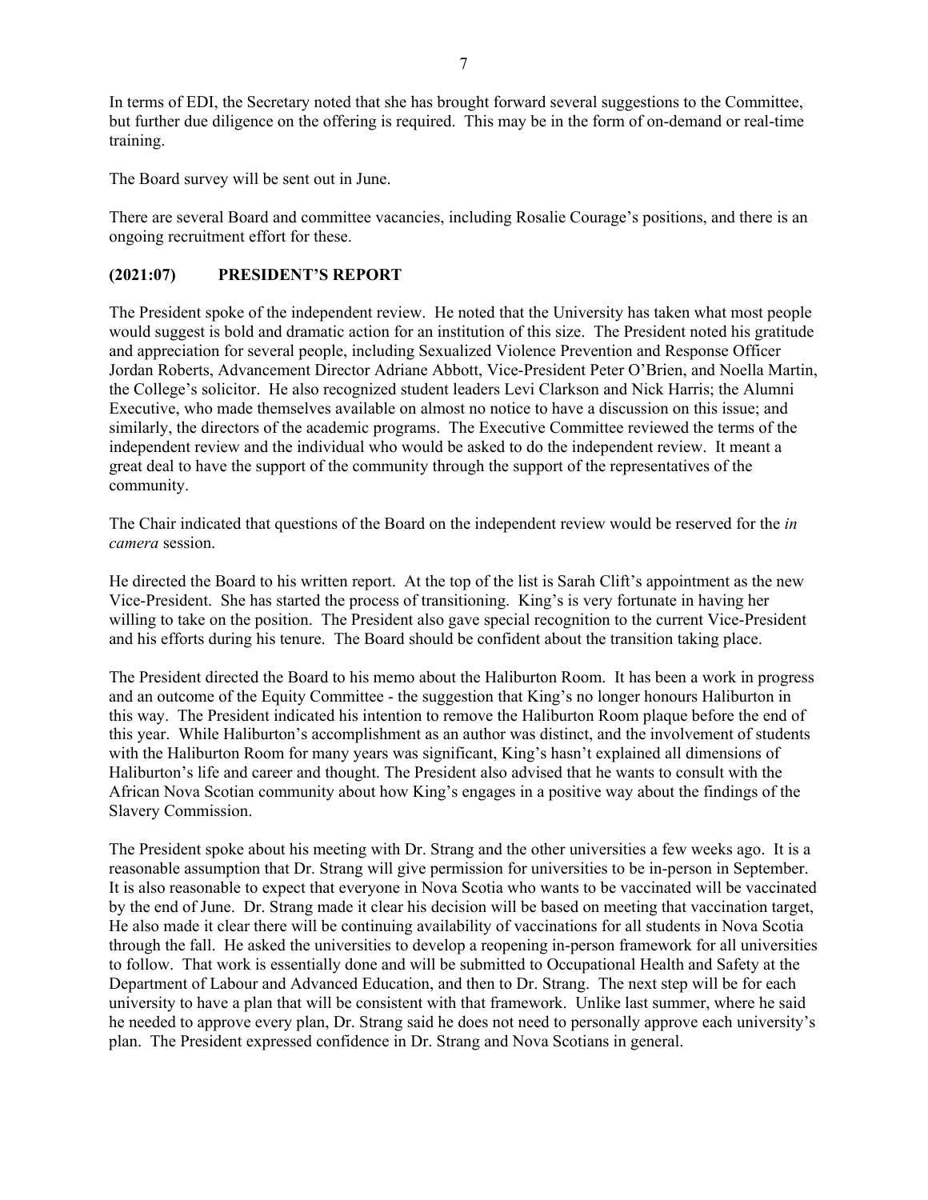In terms of EDI, the Secretary noted that she has brought forward several suggestions to the Committee, but further due diligence on the offering is required. This may be in the form of on-demand or real-time training.

The Board survey will be sent out in June.

There are several Board and committee vacancies, including Rosalie Courage's positions, and there is an ongoing recruitment effort for these.

## (2021:07) PRESIDENT'S REPORT

The President spoke of the independent review. He noted that the University has taken what most people would suggest is bold and dramatic action for an institution of this size. The President noted his gratitude and appreciation for several people, including Sexualized Violence Prevention and Response Officer Jordan Roberts, Advancement Director Adriane Abbott, Vice-President Peter O'Brien, and Noella Martin, the College's solicitor. He also recognized student leaders Levi Clarkson and Nick Harris; the Alumni Executive, who made themselves available on almost no notice to have a discussion on this issue; and similarly, the directors of the academic programs. The Executive Committee reviewed the terms of the independent review and the individual who would be asked to do the independent review. It meant a great deal to have the support of the community through the support of the representatives of the community.

The Chair indicated that questions of the Board on the independent review would be reserved for the *in camera* session.

He directed the Board to his written report. At the top of the list is Sarah Clift's appointment as the new Vice-President. She has started the process of transitioning. King's is very fortunate in having her willing to take on the position. The President also gave special recognition to the current Vice-President and his efforts during his tenure. The Board should be confident about the transition taking place.

The President directed the Board to his memo about the Haliburton Room. It has been a work in progress and an outcome of the Equity Committee - the suggestion that King's no longer honours Haliburton in this way. The President indicated his intention to remove the Haliburton Room plaque before the end of this year. While Haliburton's accomplishment as an author was distinct, and the involvement of students with the Haliburton Room for many years was significant, King's hasn't explained all dimensions of Haliburton's life and career and thought. The President also advised that he wants to consult with the African Nova Scotian community about how King's engages in a positive way about the findings of the Slavery Commission.

The President spoke about his meeting with Dr. Strang and the other universities a few weeks ago. It is a reasonable assumption that Dr. Strang will give permission for universities to be in-person in September. It is also reasonable to expect that everyone in Nova Scotia who wants to be vaccinated will be vaccinated by the end of June. Dr. Strang made it clear his decision will be based on meeting that vaccination target, He also made it clear there will be continuing availability of vaccinations for all students in Nova Scotia through the fall. He asked the universities to develop a reopening in-person framework for all universities to follow. That work is essentially done and will be submitted to Occupational Health and Safety at the Department of Labour and Advanced Education, and then to Dr. Strang. The next step will be for each university to have a plan that will be consistent with that framework. Unlike last summer, where he said he needed to approve every plan, Dr. Strang said he does not need to personally approve each university's plan. The President expressed confidence in Dr. Strang and Nova Scotians in general.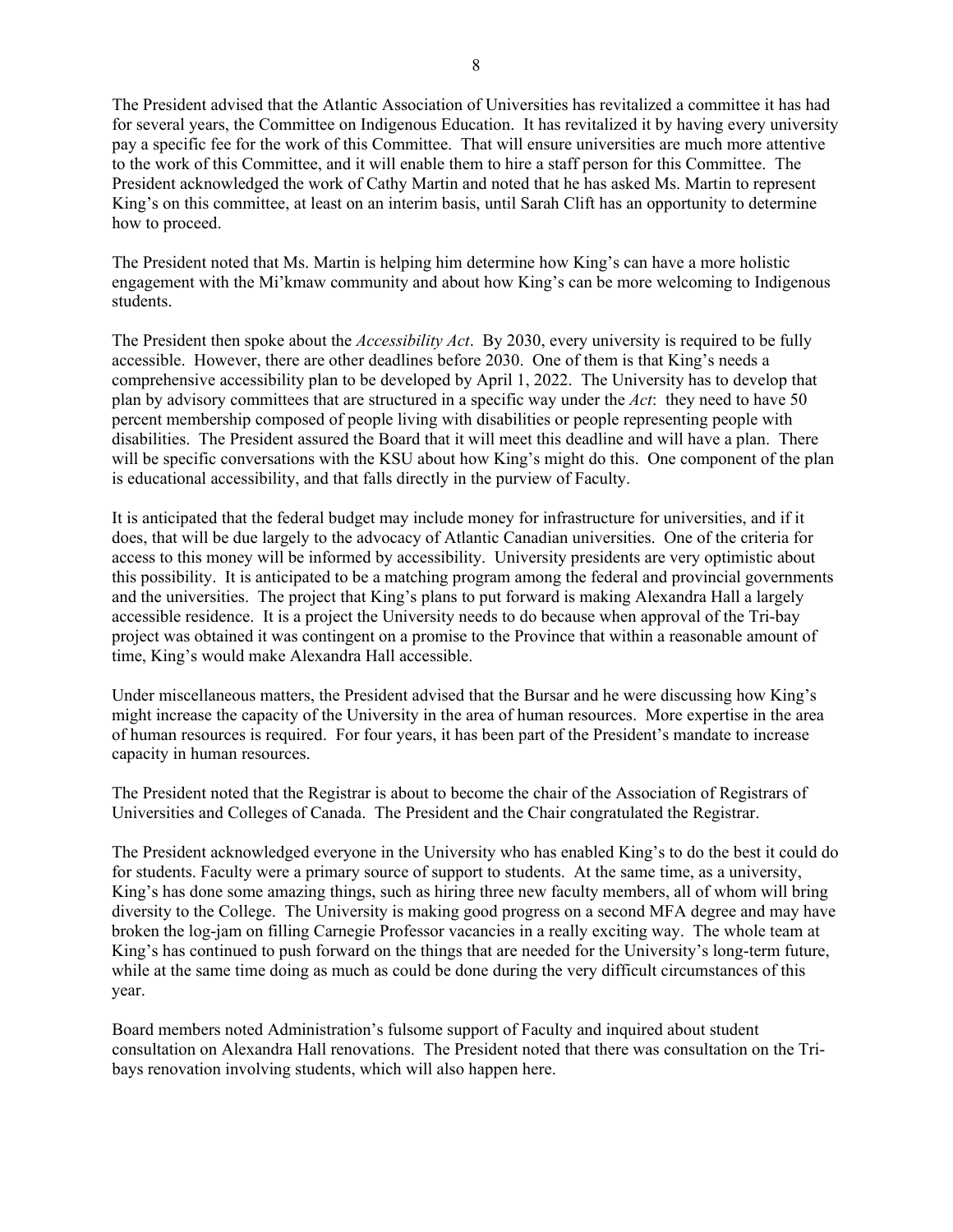The President advised that the Atlantic Association of Universities has revitalized a committee it has had for several years, the Committee on Indigenous Education. It has revitalized it by having every university pay a specific fee for the work of this Committee. That will ensure universities are much more attentive to the work of this Committee, and it will enable them to hire a staff person for this Committee. The President acknowledged the work of Cathy Martin and noted that he has asked Ms. Martin to represent King's on this committee, at least on an interim basis, until Sarah Clift has an opportunity to determine how to proceed.

The President noted that Ms. Martin is helping him determine how King's can have a more holistic engagement with the Mi'kmaw community and about how King's can be more welcoming to Indigenous students.

The President then spoke about the *Accessibility Act*. By 2030, every university is required to be fully accessible. However, there are other deadlines before 2030. One of them is that King's needs a comprehensive accessibility plan to be developed by April 1, 2022. The University has to develop that plan by advisory committees that are structured in a specific way under the *Act*: they need to have 50 percent membership composed of people living with disabilities or people representing people with disabilities. The President assured the Board that it will meet this deadline and will have a plan. There will be specific conversations with the KSU about how King's might do this. One component of the plan is educational accessibility, and that falls directly in the purview of Faculty.

It is anticipated that the federal budget may include money for infrastructure for universities, and if it does, that will be due largely to the advocacy of Atlantic Canadian universities. One of the criteria for access to this money will be informed by accessibility. University presidents are very optimistic about this possibility. It is anticipated to be a matching program among the federal and provincial governments and the universities. The project that King's plans to put forward is making Alexandra Hall a largely accessible residence. It is a project the University needs to do because when approval of the Tri-bay project was obtained it was contingent on a promise to the Province that within a reasonable amount of time, King's would make Alexandra Hall accessible.

Under miscellaneous matters, the President advised that the Bursar and he were discussing how King's might increase the capacity of the University in the area of human resources. More expertise in the area of human resources is required. For four years, it has been part of the President's mandate to increase capacity in human resources.

The President noted that the Registrar is about to become the chair of the Association of Registrars of Universities and Colleges of Canada. The President and the Chair congratulated the Registrar.

The President acknowledged everyone in the University who has enabled King's to do the best it could do for students. Faculty were a primary source of support to students. At the same time, as a university, King's has done some amazing things, such as hiring three new faculty members, all of whom will bring diversity to the College. The University is making good progress on a second MFA degree and may have broken the log-jam on filling Carnegie Professor vacancies in a really exciting way. The whole team at King's has continued to push forward on the things that are needed for the University's long-term future, while at the same time doing as much as could be done during the very difficult circumstances of this year.

Board members noted Administration's fulsome support of Faculty and inquired about student consultation on Alexandra Hall renovations. The President noted that there was consultation on the Tri-bays renovation involving students, which will also happen here.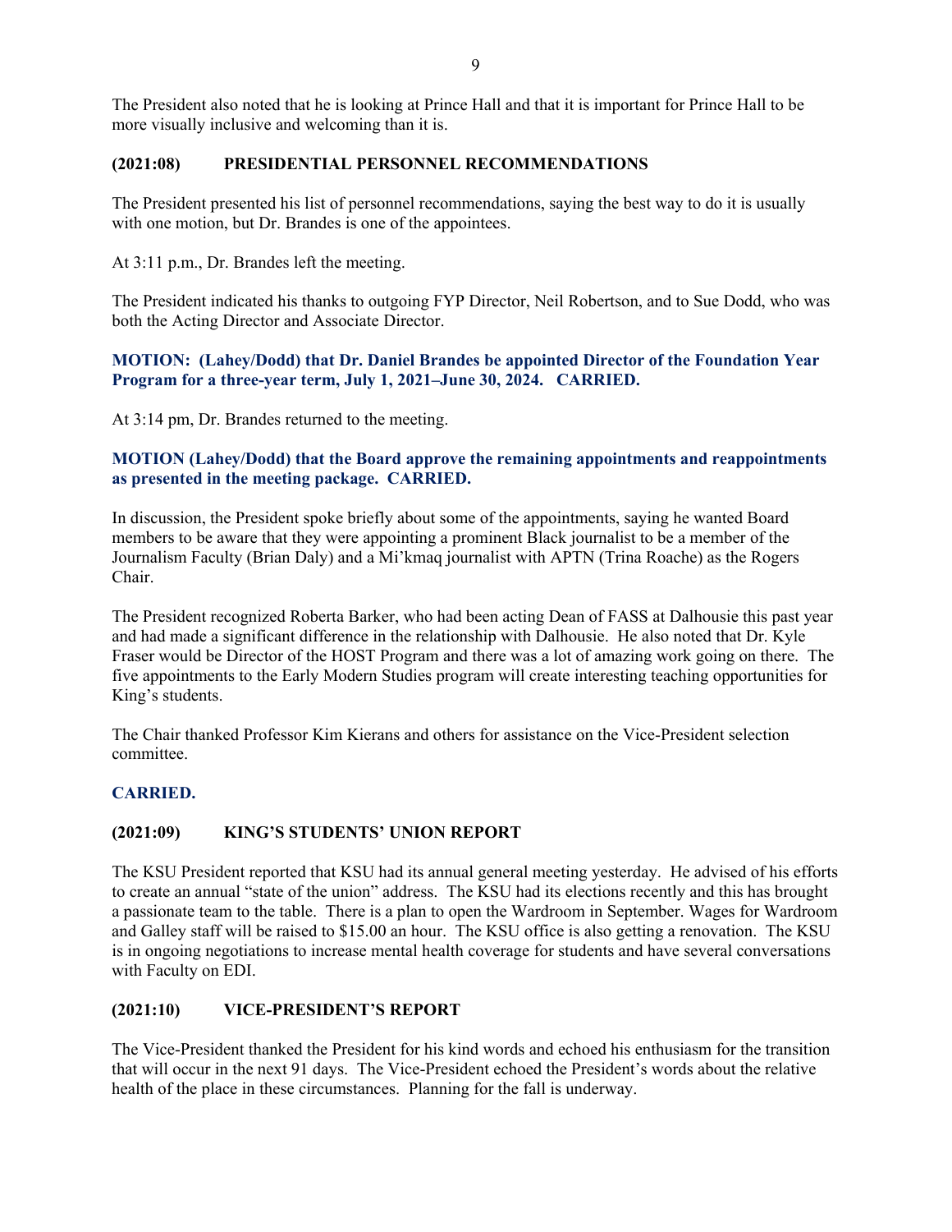The President also noted that he is looking at Prince Hall and that it is important for Prince Hall to be more visually inclusive and welcoming than it is.

### (2021:08) PRESIDENTIAL PERSONNEL RECOMMENDATIONS

The President presented his list of personnel recommendations, saying the best way to do it is usually with one motion, but Dr. Brandes is one of the appointees.

At 3:11 p.m., Dr. Brandes left the meeting.

The President indicated his thanks to outgoing FYP Director, Neil Robertson, and to Sue Dodd, who was both the Acting Director and Associate Director.

**MOTION: (Lahey/Dodd) that Dr. Daniel Brandes be appointed Director of the Foundation Year Program for a three-year term, July 1, 2021–June 30, 2024. CARRIED.**

At 3:14 pm, Dr. Brandes returned to the meeting.

**MOTION (Lahey/Dodd) that the Board approve the remaining appointments and reappointments as presented in the meeting package. CARRIED.**

In discussion, the President spoke briefly about some of the appointments, saying he wanted Board members to be aware that they were appointing a prominent Black journalist to be a member of the Journalism Faculty (Brian Daly) and a Mi'kmaq journalist with APTN (Trina Roache) as the Rogers Chair.

The President recognized Roberta Barker, who had been acting Dean of FASS at Dalhousie this past year and had made a significant difference in the relationship with Dalhousie. He also noted that Dr. Kyle Fraser would be Director of the HOST Program and there was a lot of amazing work going on there. The five appointments to the Early Modern Studies program will create interesting teaching opportunities for King's students.

The Chair thanked Professor Kim Kierans and others for assistance on the Vice-President selection committee.

**CARRIED.**

### (2021:09) KING'S STUDENTS' UNION REPORT

The KSU President reported that KSU had its annual general meeting yesterday. He advised of his efforts to create an annual "state of the union" address. The KSU had its elections recently and this has brought a passionate team to the table. There is a plan to open the Wardroom in September. Wages for Wardroom and Galley staff will be raised to $15.00 an hour. The KSU office is also getting a renovation. The KSU is in ongoing negotiations to increase mental health coverage for students and have several conversations with Faculty on EDI.

### (2021:10) VICE-PRESIDENT'S REPORT

The Vice-President thanked the President for his kind words and echoed his enthusiasm for the transition that will occur in the next 91 days. The Vice-President echoed the President's words about the relative health of the place in these circumstances. Planning for the fall is underway.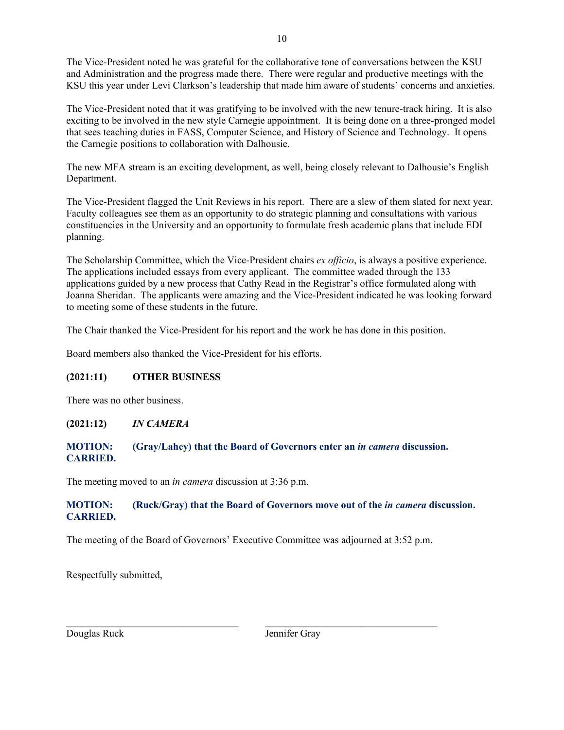The Vice-President noted he was grateful for the collaborative tone of conversations between the KSU and Administration and the progress made there. There were regular and productive meetings with the KSU this year under Levi Clarkson's leadership that made him aware of students' concerns and anxieties.

The Vice-President noted that it was gratifying to be involved with the new tenure-track hiring. It is also exciting to be involved in the new style Carnegie appointment. It is being done on a three-pronged model that sees teaching duties in FASS, Computer Science, and History of Science and Technology. It opens the Carnegie positions to collaboration with Dalhousie.

The new MFA stream is an exciting development, as well, being closely relevant to Dalhousie's English Department.

The Vice-President flagged the Unit Reviews in his report. There are a slew of them slated for next year. Faculty colleagues see them as an opportunity to do strategic planning and consultations with various constituencies in the University and an opportunity to formulate fresh academic plans that include EDI planning.

The Scholarship Committee, which the Vice-President chairs *ex officio*, is always a positive experience. The applications included essays from every applicant. The committee waded through the 133 applications guided by a new process that Cathy Read in the Registrar's office formulated along with Joanna Sheridan. The applicants were amazing and the Vice-President indicated he was looking forward to meeting some of these students in the future.

The Chair thanked the Vice-President for his report and the work he has done in this position.

Board members also thanked the Vice-President for his efforts.

**(2021:11) OTHER BUSINESS**

There was no other business.

**(2021:12) *IN CAMERA***

**MOTION: (Gray/Lahey) that the Board of Governors enter an *in camera* discussion.**
**CARRIED.**

The meeting moved to an *in camera* discussion at 3:36 p.m.

**MOTION: (Ruck/Gray) that the Board of Governors move out of the *in camera* discussion.**
**CARRIED.**

The meeting of the Board of Governors' Executive Committee was adjourned at 3:52 p.m.

Respectfully submitted,

\_\_\_\_\_\_\_\_\_\_\_\_\_\_\_\_\_\_\_\_\_\_\_\_\_\_\_\_\_\_\_\_\_\_\_ \_\_\_\_\_\_\_\_\_\_\_\_\_\_\_\_\_\_\_\_\_\_\_\_\_\_\_\_\_\_\_\_\_\_\_

Douglas Ruck Jennifer Gray